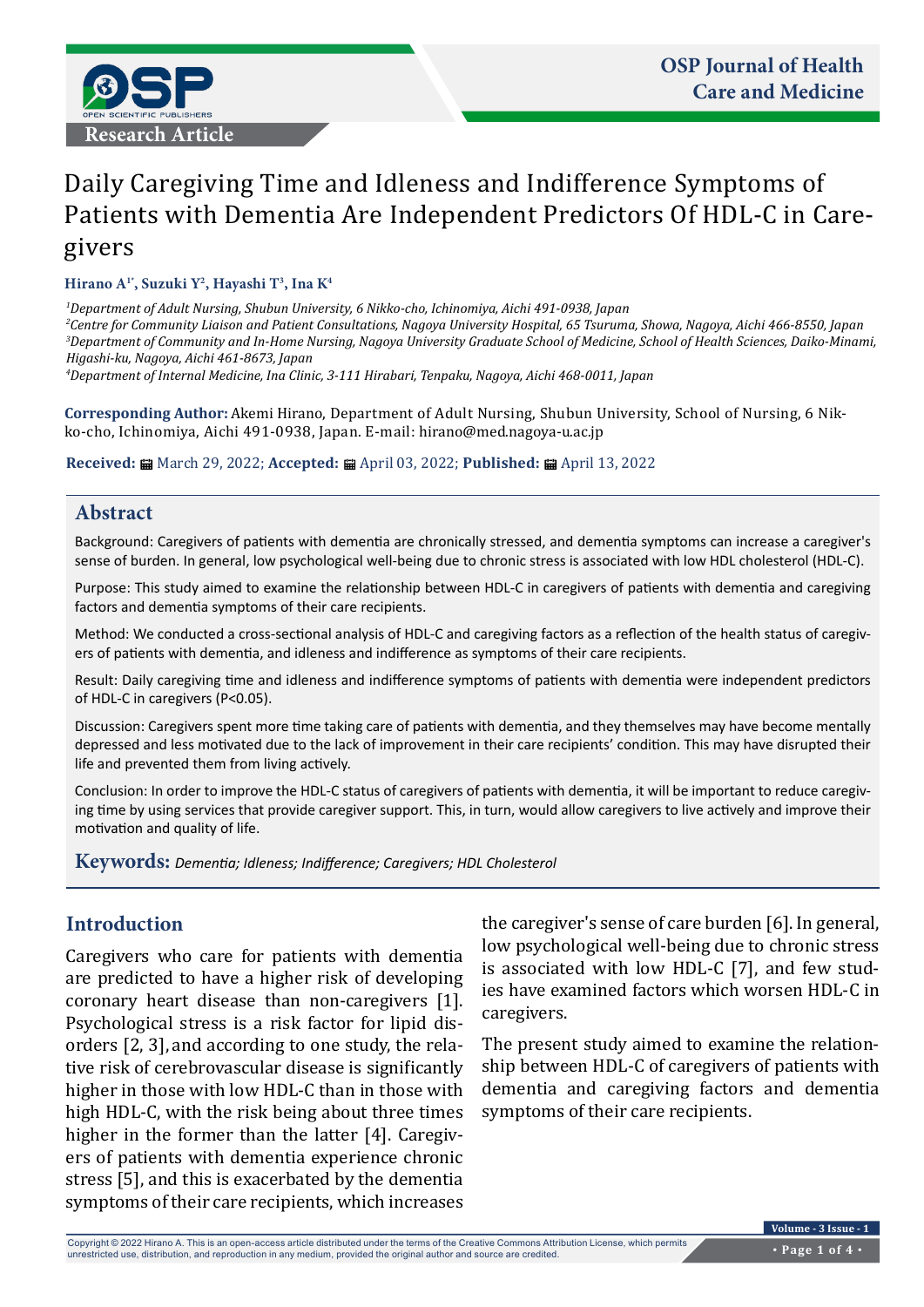Research Article

# Daily Caregiving Time and Idleness and Indifference Symptoms of Patients with Dementia Are Independent Predictors Of HDL-C in Caregivers

**Hirano A[1*], Suzuki Y[2], Hayashi T[3], Ina K[4]**

[1]*Department of Adult Nursing, Shubun University, 6 Nikko-cho, Ichinomiya, Aichi 491-0938, Japan*
[2]*Centre for Community Liaison and Patient Consultations, Nagoya University Hospital, 65 Tsuruma, Showa, Nagoya, Aichi 466-8550, Japan*
[3]*Department of Community and In-Home Nursing, Nagoya University Graduate School of Medicine, School of Health Sciences, Daiko-Minami, Higashi-ku, Nagoya, Aichi 461-8673, Japan*
[4]*Department of Internal Medicine, Ina Clinic, 3-111 Hirabari, Tenpaku, Nagoya, Aichi 468-0011, Japan*

**Corresponding Author:** Akemi Hirano, Department of Adult Nursing, Shubun University, School of Nursing, 6 Nikko-cho, Ichinomiya, Aichi 491-0938, Japan. E-mail: hirano@med.nagoya-u.ac.jp

**Received:** March 29, 2022; **Accepted:** April 03, 2022; **Published:** April 13, 2022

## Abstract

Background: Caregivers of patients with dementia are chronically stressed, and dementia symptoms can increase a caregiver's sense of burden. In general, low psychological well-being due to chronic stress is associated with low HDL cholesterol (HDL-C).

Purpose: This study aimed to examine the relationship between HDL-C in caregivers of patients with dementia and caregiving factors and dementia symptoms of their care recipients.

Method: We conducted a cross-sectional analysis of HDL-C and caregiving factors as a reflection of the health status of caregivers of patients with dementia, and idleness and indifference as symptoms of their care recipients.

Result: Daily caregiving time and idleness and indifference symptoms of patients with dementia were independent predictors of HDL-C in caregivers ($P<0.05$).

Discussion: Caregivers spent more time taking care of patients with dementia, and they themselves may have become mentally depressed and less motivated due to the lack of improvement in their care recipients' condition. This may have disrupted their life and prevented them from living actively.

Conclusion: In order to improve the HDL-C status of caregivers of patients with dementia, it will be important to reduce caregiving time by using services that provide caregiver support. This, in turn, would allow caregivers to live actively and improve their motivation and quality of life.

**Keywords:** *Dementia; Idleness; Indifference; Caregivers; HDL Cholesterol*

## Introduction

Caregivers who care for patients with dementia are predicted to have a higher risk of developing coronary heart disease than non-caregivers [1]. Psychological stress is a risk factor for lipid disorders [2, 3], and according to one study, the relative risk of cerebrovascular disease is significantly higher in those with low HDL-C than in those with high HDL-C, with the risk being about three times higher in the former than the latter [4]. Caregivers of patients with dementia experience chronic stress [5], and this is exacerbated by the dementia symptoms of their care recipients, which increases the caregiver's sense of care burden [6]. In general, low psychological well-being due to chronic stress is associated with low HDL-C [7], and few studies have examined factors which worsen HDL-C in caregivers.

The present study aimed to examine the relationship between HDL-C of caregivers of patients with dementia and caregiving factors and dementia symptoms of their care recipients.

Copyright © 2022 Hirano A. This is an open-access article distributed under the terms of the Creative Commons Attribution License, which permits unrestricted use, distribution, and reproduction in any medium, provided the original author and source are credited.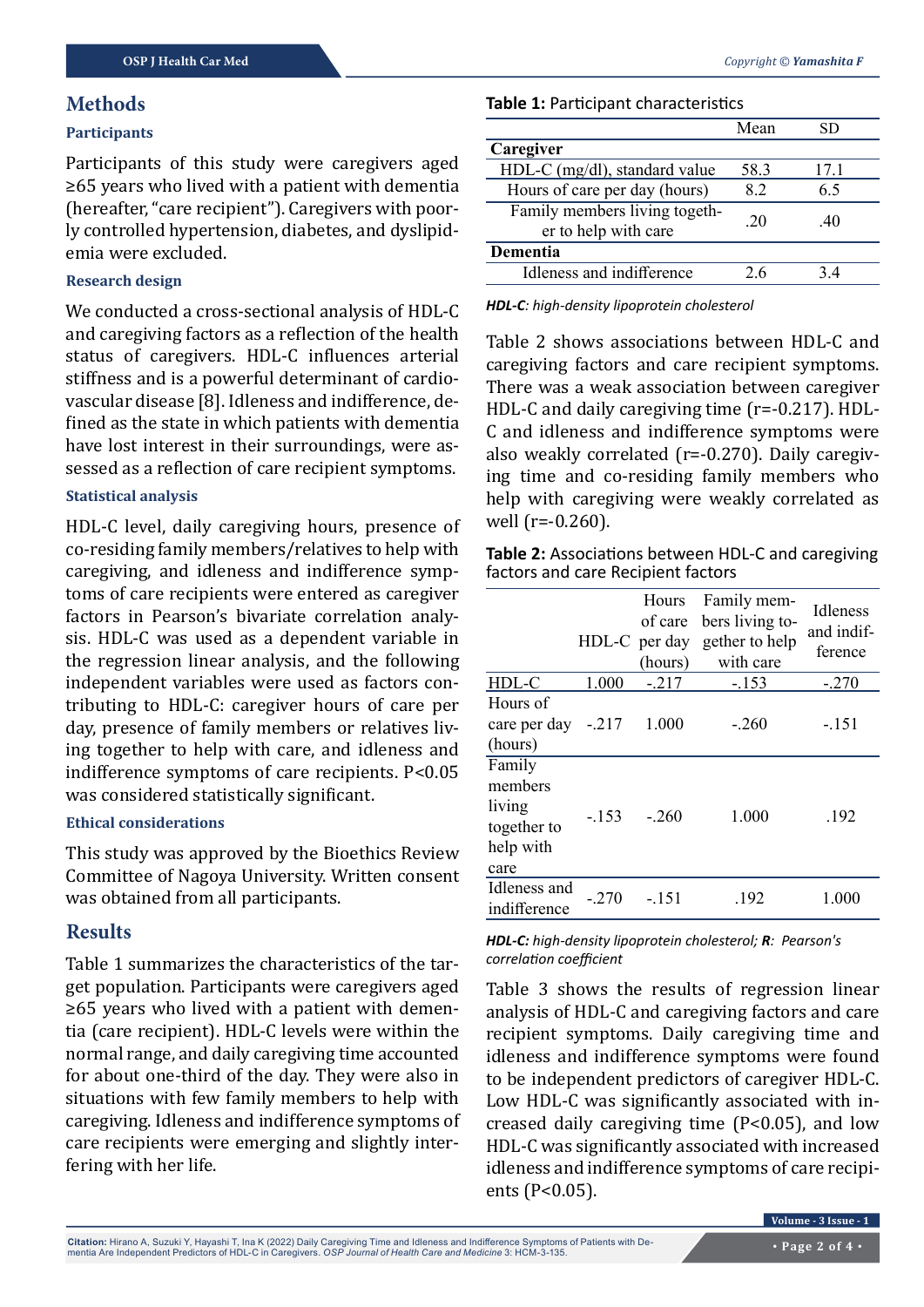## Methods

### Participants

Participants of this study were caregivers aged ≥65 years who lived with a patient with dementia (hereafter, "care recipient"). Caregivers with poorly controlled hypertension, diabetes, and dyslipidemia were excluded.

### Research design

We conducted a cross-sectional analysis of HDL-C and caregiving factors as a reflection of the health status of caregivers. HDL-C influences arterial stiffness and is a powerful determinant of cardiovascular disease [8]. Idleness and indifference, defined as the state in which patients with dementia have lost interest in their surroundings, were assessed as a reflection of care recipient symptoms.

### Statistical analysis

HDL-C level, daily caregiving hours, presence of co-residing family members/relatives to help with caregiving, and idleness and indifference symptoms of care recipients were entered as caregiver factors in Pearson's bivariate correlation analysis. HDL-C was used as a dependent variable in the regression linear analysis, and the following independent variables were used as factors contributing to HDL-C: caregiver hours of care per day, presence of family members or relatives living together to help with care, and idleness and indifference symptoms of care recipients. $P<0.05$ was considered statistically significant.

### Ethical considerations

This study was approved by the Bioethics Review Committee of Nagoya University. Written consent was obtained from all participants.

## Results

Table 1 summarizes the characteristics of the target population. Participants were caregivers aged ≥65 years who lived with a patient with dementia (care recipient). HDL-C levels were within the normal range, and daily caregiving time accounted for about one-third of the day. They were also in situations with few family members to help with caregiving. Idleness and indifference symptoms of care recipients were emerging and slightly interfering with her life.

**Table 1:** Participant characteristics

| | Mean | SD |
|---|---|---|
| **Caregiver** | | |
| HDL-C (mg/dl), standard value | 58.3 | 17.1 |
| Hours of care per day (hours) | 8.2 | 6.5 |
| Family members living together to help with care | .20 | .40 |
| **Dementia** | | |
| Idleness and indifference | 2.6 | 3.4 |

*HDL-C: high-density lipoprotein cholesterol*

Table 2 shows associations between HDL-C and caregiving factors and care recipient symptoms. There was a weak association between caregiver HDL-C and daily caregiving time ($r=-0.217$). HDL-C and idleness and indifference symptoms were also weakly correlated ($r=-0.270$). Daily caregiving time and co-residing family members who help with caregiving were weakly correlated as well ($r=-0.260$).

**Table 2:** Associations between HDL-C and caregiving factors and care Recipient factors

| | HDL-C | Hours of care per day (hours) | Family members living together to help with care | Idleness and indifference |
|---|---|---|---|---|
| HDL-C | 1.000 | -.217 | -.153 | -.270 |
| Hours of care per day (hours) | -.217 | 1.000 | -.260 | -.151 |
| Family members living together to help with care | -.153 | -.260 | 1.000 | .192 |
| Idleness and indifference | -.270 | -.151 | .192 | 1.000 |

*HDL-C: high-density lipoprotein cholesterol; R: Pearson's correlation coefficient*

Table 3 shows the results of regression linear analysis of HDL-C and caregiving factors and care recipient symptoms. Daily caregiving time and idleness and indifference symptoms were found to be independent predictors of caregiver HDL-C. Low HDL-C was significantly associated with increased daily caregiving time ($P<0.05$), and low HDL-C was significantly associated with increased idleness and indifference symptoms of care recipients ($P<0.05$).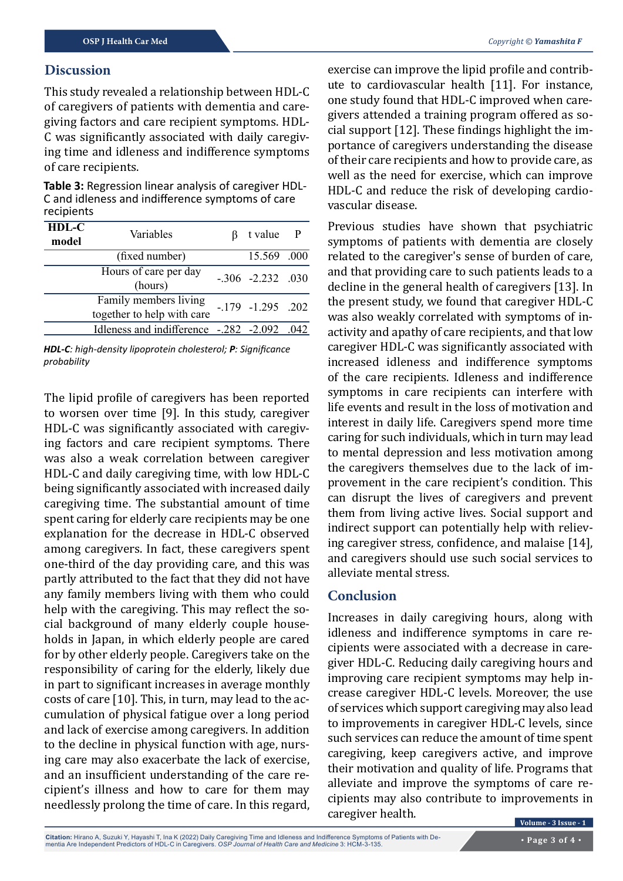## Discussion

This study revealed a relationship between HDL-C of caregivers of patients with dementia and caregiving factors and care recipient symptoms. HDL-C was significantly associated with daily caregiving time and idleness and indifference symptoms of care recipients.

**Table 3:** Regression linear analysis of caregiver HDL-C and idleness and indifference symptoms of care recipients

| HDL-C model | Variables | β | t value | P |
|---|---|---|---|---|
| | (fixed number) | | 15.569 | .000 |
| | Hours of care per day (hours) | -.306 | -2.232 | .030 |
| | Family members living together to help with care | -.179 | -1.295 | .202 |
| | Idleness and indifference | -.282 | -2.092 | .042 |

***HDL-C**: high-density lipoprotein cholesterol; **P**: Significance probability*

The lipid profile of caregivers has been reported to worsen over time [9]. In this study, caregiver HDL-C was significantly associated with caregiving factors and care recipient symptoms. There was also a weak correlation between caregiver HDL-C and daily caregiving time, with low HDL-C being significantly associated with increased daily caregiving time. The substantial amount of time spent caring for elderly care recipients may be one explanation for the decrease in HDL-C observed among caregivers. In fact, these caregivers spent one-third of the day providing care, and this was partly attributed to the fact that they did not have any family members living with them who could help with the caregiving. This may reflect the social background of many elderly couple households in Japan, in which elderly people are cared for by other elderly people. Caregivers take on the responsibility of caring for the elderly, likely due in part to significant increases in average monthly costs of care [10]. This, in turn, may lead to the accumulation of physical fatigue over a long period and lack of exercise among caregivers. In addition to the decline in physical function with age, nursing care may also exacerbate the lack of exercise, and an insufficient understanding of the care recipient's illness and how to care for them may needlessly prolong the time of care. In this regard, exercise can improve the lipid profile and contribute to cardiovascular health [11]. For instance, one study found that HDL-C improved when caregivers attended a training program offered as social support [12]. These findings highlight the importance of caregivers understanding the disease of their care recipients and how to provide care, as well as the need for exercise, which can improve HDL-C and reduce the risk of developing cardiovascular disease.

Previous studies have shown that psychiatric symptoms of patients with dementia are closely related to the caregiver's sense of burden of care, and that providing care to such patients leads to a decline in the general health of caregivers [13]. In the present study, we found that caregiver HDL-C was also weakly correlated with symptoms of inactivity and apathy of care recipients, and that low caregiver HDL-C was significantly associated with increased idleness and indifference symptoms of the care recipients. Idleness and indifference symptoms in care recipients can interfere with life events and result in the loss of motivation and interest in daily life. Caregivers spend more time caring for such individuals, which in turn may lead to mental depression and less motivation among the caregivers themselves due to the lack of improvement in the care recipient's condition. This can disrupt the lives of caregivers and prevent them from living active lives. Social support and indirect support can potentially help with relieving caregiver stress, confidence, and malaise [14], and caregivers should use such social services to alleviate mental stress.

## Conclusion

Increases in daily caregiving hours, along with idleness and indifference symptoms in care recipients were associated with a decrease in caregiver HDL-C. Reducing daily caregiving hours and improving care recipient symptoms may help increase caregiver HDL-C levels. Moreover, the use of services which support caregiving may also lead to improvements in caregiver HDL-C levels, since such services can reduce the amount of time spent caregiving, keep caregivers active, and improve their motivation and quality of life. Programs that alleviate and improve the symptoms of care recipients may also contribute to improvements in caregiver health.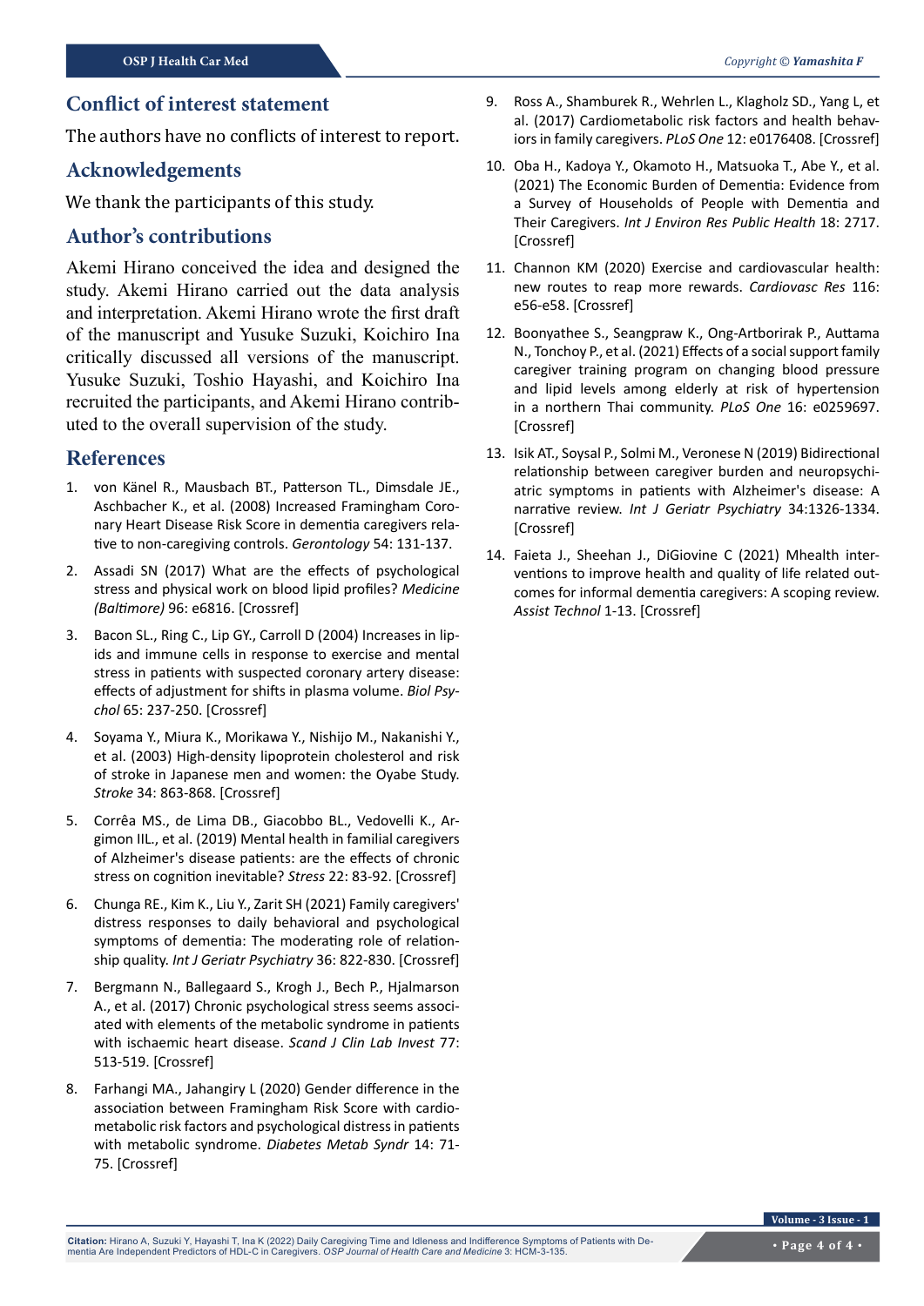## Conflict of interest statement

The authors have no conflicts of interest to report.

## Acknowledgements

We thank the participants of this study.

## Author's contributions

Akemi Hirano conceived the idea and designed the study. Akemi Hirano carried out the data analysis and interpretation. Akemi Hirano wrote the first draft of the manuscript and Yusuke Suzuki, Koichiro Ina critically discussed all versions of the manuscript. Yusuke Suzuki, Toshio Hayashi, and Koichiro Ina recruited the participants, and Akemi Hirano contributed to the overall supervision of the study.

## References

1. von Känel R., Mausbach BT., Patterson TL., Dimsdale JE., Aschbacher K., et al. (2008) Increased Framingham Coronary Heart Disease Risk Score in dementia caregivers relative to non-caregiving controls. *Gerontology* 54: 131-137.
2. Assadi SN (2017) What are the effects of psychological stress and physical work on blood lipid profiles? *Medicine (Baltimore)* 96: e6816. [Crossref]
3. Bacon SL., Ring C., Lip GY., Carroll D (2004) Increases in lipids and immune cells in response to exercise and mental stress in patients with suspected coronary artery disease: effects of adjustment for shifts in plasma volume. *Biol Psychol* 65: 237-250. [Crossref]
4. Soyama Y., Miura K., Morikawa Y., Nishijo M., Nakanishi Y., et al. (2003) High-density lipoprotein cholesterol and risk of stroke in Japanese men and women: the Oyabe Study. *Stroke* 34: 863-868. [Crossref]
5. Corrêa MS., de Lima DB., Giacobbo BL., Vedovelli K., Argimon IIL., et al. (2019) Mental health in familial caregivers of Alzheimer's disease patients: are the effects of chronic stress on cognition inevitable? *Stress* 22: 83-92. [Crossref]
6. Chunga RE., Kim K., Liu Y., Zarit SH (2021) Family caregivers' distress responses to daily behavioral and psychological symptoms of dementia: The moderating role of relationship quality. *Int J Geriatr Psychiatry* 36: 822-830. [Crossref]
7. Bergmann N., Ballegaard S., Krogh J., Bech P., Hjalmarson A., et al. (2017) Chronic psychological stress seems associated with elements of the metabolic syndrome in patients with ischaemic heart disease. *Scand J Clin Lab Invest* 77: 513-519. [Crossref]
8. Farhangi MA., Jahangiry L (2020) Gender difference in the association between Framingham Risk Score with cardio-metabolic risk factors and psychological distress in patients with metabolic syndrome. *Diabetes Metab Syndr* 14: 71-75. [Crossref]
9. Ross A., Shamburek R., Wehrlen L., Klagholz SD., Yang L, et al. (2017) Cardiometabolic risk factors and health behaviors in family caregivers. *PLoS One* 12: e0176408. [Crossref]
10. Oba H., Kadoya Y., Okamoto H., Matsuoka T., Abe Y., et al. (2021) The Economic Burden of Dementia: Evidence from a Survey of Households of People with Dementia and Their Caregivers. *Int J Environ Res Public Health* 18: 2717. [Crossref]
11. Channon KM (2020) Exercise and cardiovascular health: new routes to reap more rewards. *Cardiovasc Res* 116: e56-e58. [Crossref]
12. Boonyathee S., Seangpraw K., Ong-Artborirak P., Auttama N., Tonchoy P., et al. (2021) Effects of a social support family caregiver training program on changing blood pressure and lipid levels among elderly at risk of hypertension in a northern Thai community. *PLoS One* 16: e0259697. [Crossref]
13. Isik AT., Soysal P., Solmi M., Veronese N (2019) Bidirectional relationship between caregiver burden and neuropsychiatric symptoms in patients with Alzheimer's disease: A narrative review. *Int J Geriatr Psychiatry* 34:1326-1334. [Crossref]
14. Faieta J., Sheehan J., DiGiovine C (2021) Mhealth interventions to improve health and quality of life related outcomes for informal dementia caregivers: A scoping review. *Assist Technol* 1-13. [Crossref]

**Citation:** Hirano A, Suzuki Y, Hayashi T, Ina K (2022) Daily Caregiving Time and Idleness and Indifference Symptoms of Patients with Dementia Are Independent Predictors of HDL-C in Caregivers. *OSP Journal of Health Care and Medicine* 3: HCM-3-135.